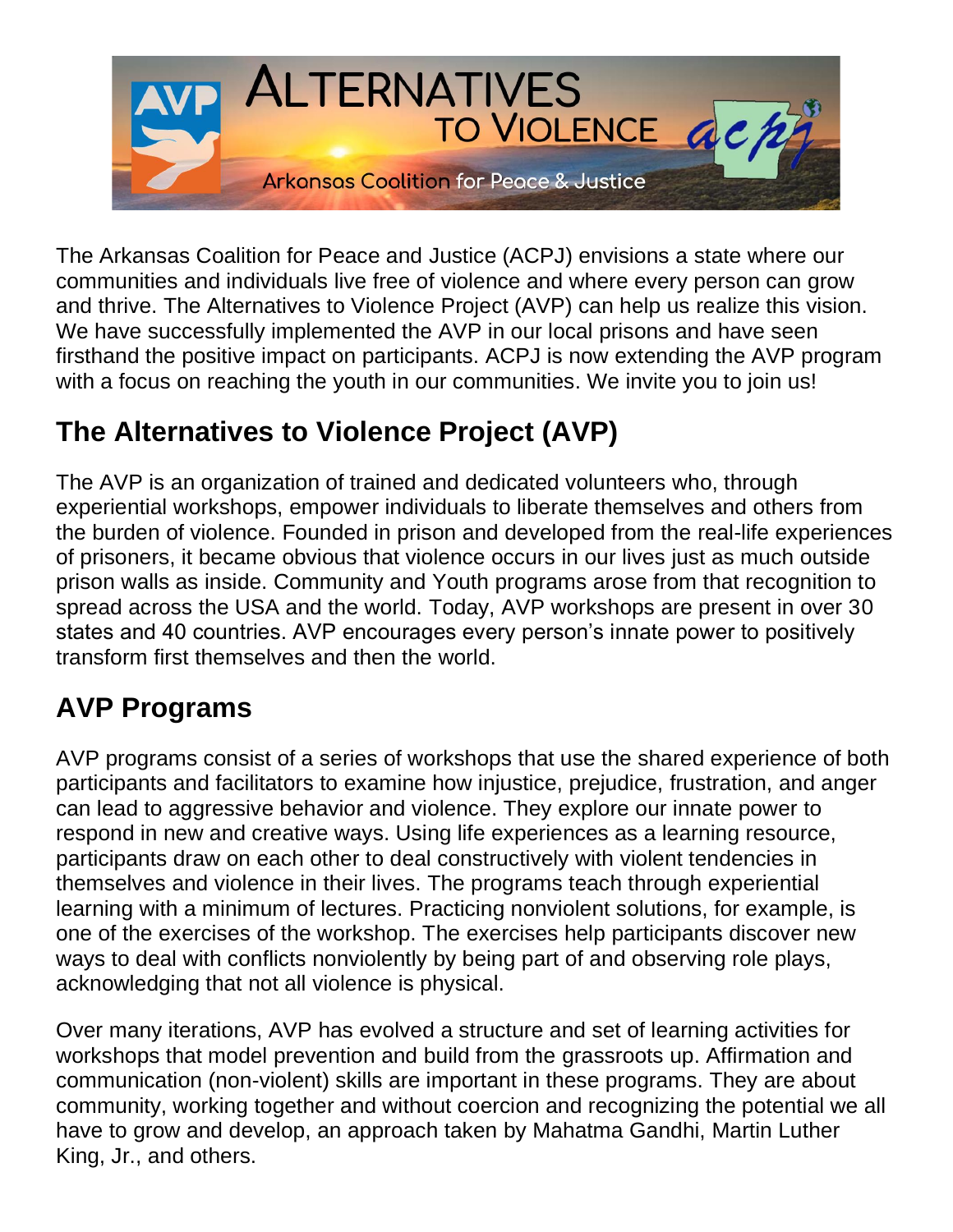# Alternatives to Violence

Arkansas Coalition for Peace & Justice

The Arkansas Coalition for Peace and Justice (ACPJ) envisions a state where our communities and individuals live free of violence and where every person can grow and thrive. The Alternatives to Violence Project (AVP) can help us realize this vision. We have successfully implemented the AVP in our local prisons and have seen firsthand the positive impact on participants. ACPJ is now extending the AVP program with a focus on reaching the youth in our communities. We invite you to join us!

## The Alternatives to Violence Project (AVP)

The AVP is an organization of trained and dedicated volunteers who, through experiential workshops, empower individuals to liberate themselves and others from the burden of violence. Founded in prison and developed from the real-life experiences of prisoners, it became obvious that violence occurs in our lives just as much outside prison walls as inside. Community and Youth programs arose from that recognition to spread across the USA and the world. Today, AVP workshops are present in over 30 states and 40 countries. AVP encourages every person's innate power to positively transform first themselves and then the world.

## AVP Programs

AVP programs consist of a series of workshops that use the shared experience of both participants and facilitators to examine how injustice, prejudice, frustration, and anger can lead to aggressive behavior and violence. They explore our innate power to respond in new and creative ways. Using life experiences as a learning resource, participants draw on each other to deal constructively with violent tendencies in themselves and violence in their lives. The programs teach through experiential learning with a minimum of lectures. Practicing nonviolent solutions, for example, is one of the exercises of the workshop. The exercises help participants discover new ways to deal with conflicts nonviolently by being part of and observing role plays, acknowledging that not all violence is physical.

Over many iterations, AVP has evolved a structure and set of learning activities for workshops that model prevention and build from the grassroots up. Affirmation and communication (non-violent) skills are important in these programs. They are about community, working together and without coercion and recognizing the potential we all have to grow and develop, an approach taken by Mahatma Gandhi, Martin Luther King, Jr., and others.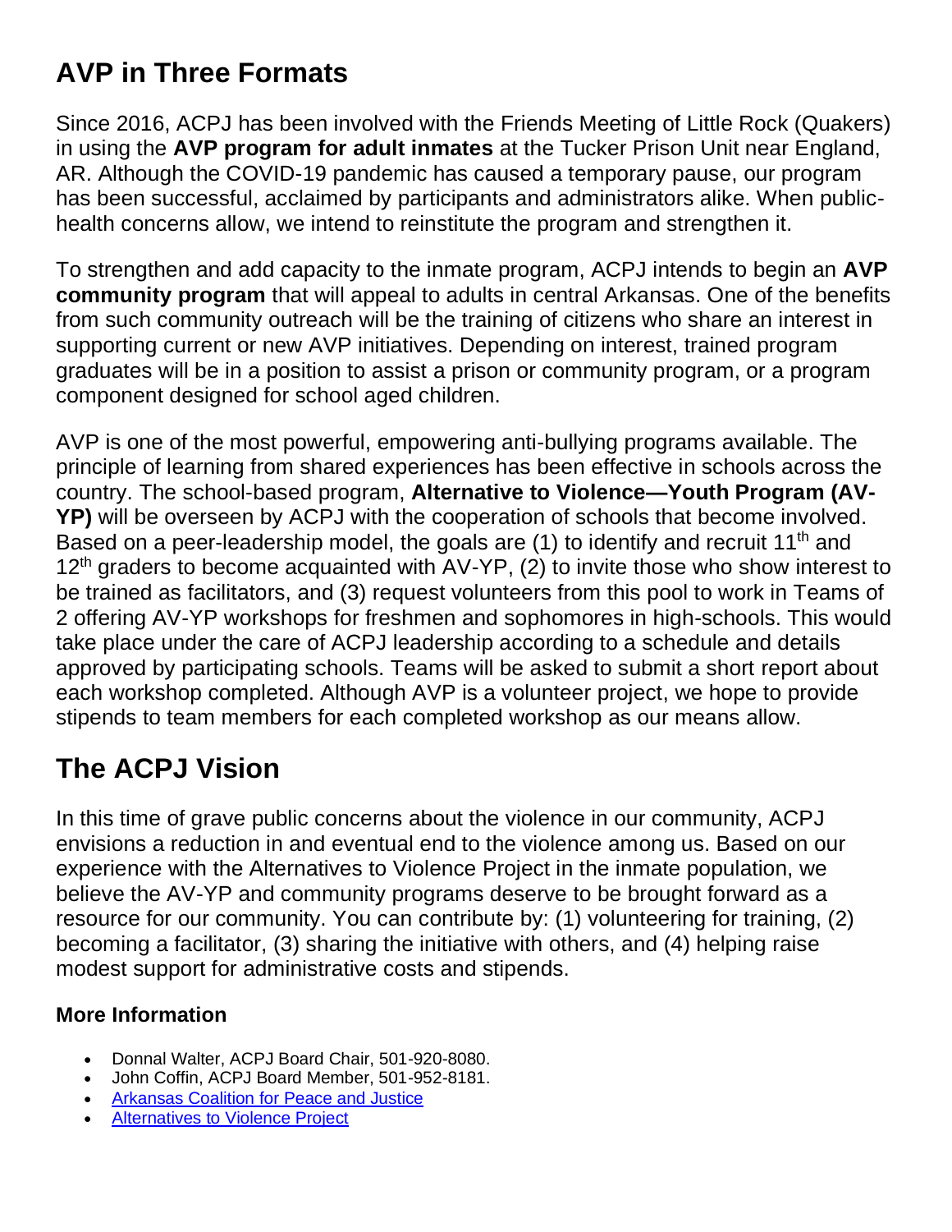## AVP in Three Formats

Since 2016, ACPJ has been involved with the Friends Meeting of Little Rock (Quakers) in using the **AVP program for adult inmates** at the Tucker Prison Unit near England, AR. Although the COVID-19 pandemic has caused a temporary pause, our program has been successful, acclaimed by participants and administrators alike. When public-health concerns allow, we intend to reinstitute the program and strengthen it.

To strengthen and add capacity to the inmate program, ACPJ intends to begin an **AVP community program** that will appeal to adults in central Arkansas. One of the benefits from such community outreach will be the training of citizens who share an interest in supporting current or new AVP initiatives. Depending on interest, trained program graduates will be in a position to assist a prison or community program, or a program component designed for school aged children.

AVP is one of the most powerful, empowering anti-bullying programs available. The principle of learning from shared experiences has been effective in schools across the country. The school-based program, **Alternative to Violence—Youth Program (AV-YP)** will be overseen by ACPJ with the cooperation of schools that become involved. Based on a peer-leadership model, the goals are (1) to identify and recruit 11th and 12th graders to become acquainted with AV-YP, (2) to invite those who show interest to be trained as facilitators, and (3) request volunteers from this pool to work in Teams of 2 offering AV-YP workshops for freshmen and sophomores in high-schools. This would take place under the care of ACPJ leadership according to a schedule and details approved by participating schools. Teams will be asked to submit a short report about each workshop completed. Although AVP is a volunteer project, we hope to provide stipends to team members for each completed workshop as our means allow.

## The ACPJ Vision

In this time of grave public concerns about the violence in our community, ACPJ envisions a reduction in and eventual end to the violence among us. Based on our experience with the Alternatives to Violence Project in the inmate population, we believe the AV-YP and community programs deserve to be brought forward as a resource for our community. You can contribute by: (1) volunteering for training, (2) becoming a facilitator, (3) sharing the initiative with others, and (4) helping raise modest support for administrative costs and stipends.

### More Information

- Donnal Walter, ACPJ Board Chair, 501-920-8080.
- John Coffin, ACPJ Board Member, 501-952-8181.
- Arkansas Coalition for Peace and Justice
- Alternatives to Violence Project